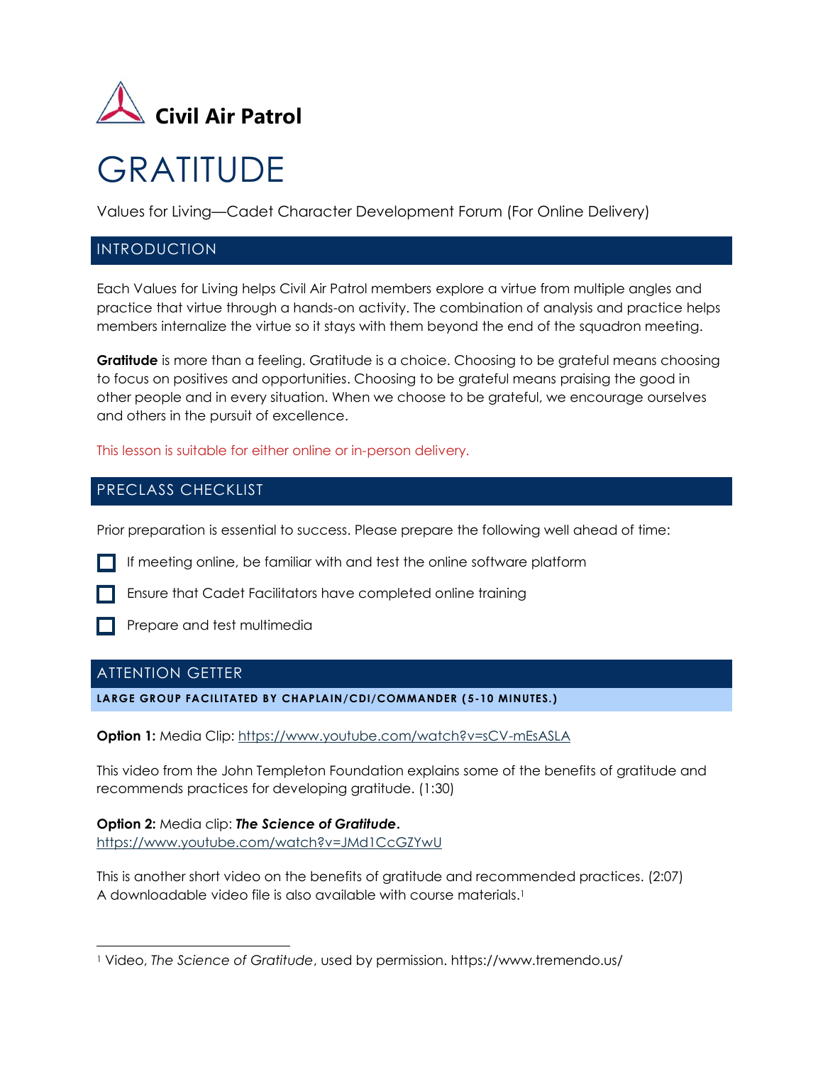Civil Air Patrol

# GRATITUDE

Values for Living—Cadet Character Development Forum (For Online Delivery)

## INTRODUCTION

Each Values for Living helps Civil Air Patrol members explore a virtue from multiple angles and practice that virtue through a hands-on activity. The combination of analysis and practice helps members internalize the virtue so it stays with them beyond the end of the squadron meeting.

**Gratitude** is more than a feeling. Gratitude is a choice. Choosing to be grateful means choosing to focus on positives and opportunities. Choosing to be grateful means praising the good in other people and in every situation. When we choose to be grateful, we encourage ourselves and others in the pursuit of excellence.

This lesson is suitable for either online or in-person delivery.

## PRECLASS CHECKLIST

Prior preparation is essential to success. Please prepare the following well ahead of time:

- [ ] If meeting online, be familiar with and test the online software platform
- [ ] Ensure that Cadet Facilitators have completed online training
- [ ] Prepare and test multimedia

## ATTENTION GETTER

**LARGE GROUP FACILITATED BY CHAPLAIN/CDI/COMMANDER (5-10 MINUTES.)**

**Option 1:** Media Clip: https://www.youtube.com/watch?v=sCV-mEsASLA

This video from the John Templeton Foundation explains some of the benefits of gratitude and recommends practices for developing gratitude. (1:30)

**Option 2:** Media clip: ***The Science of Gratitude*.**
https://www.youtube.com/watch?v=JMd1CcGZYwU

This is another short video on the benefits of gratitude and recommended practices. (2:07)
A downloadable video file is also available with course materials.[1]

---

[1] Video, *The Science of Gratitude*, used by permission. https://www.tremendo.us/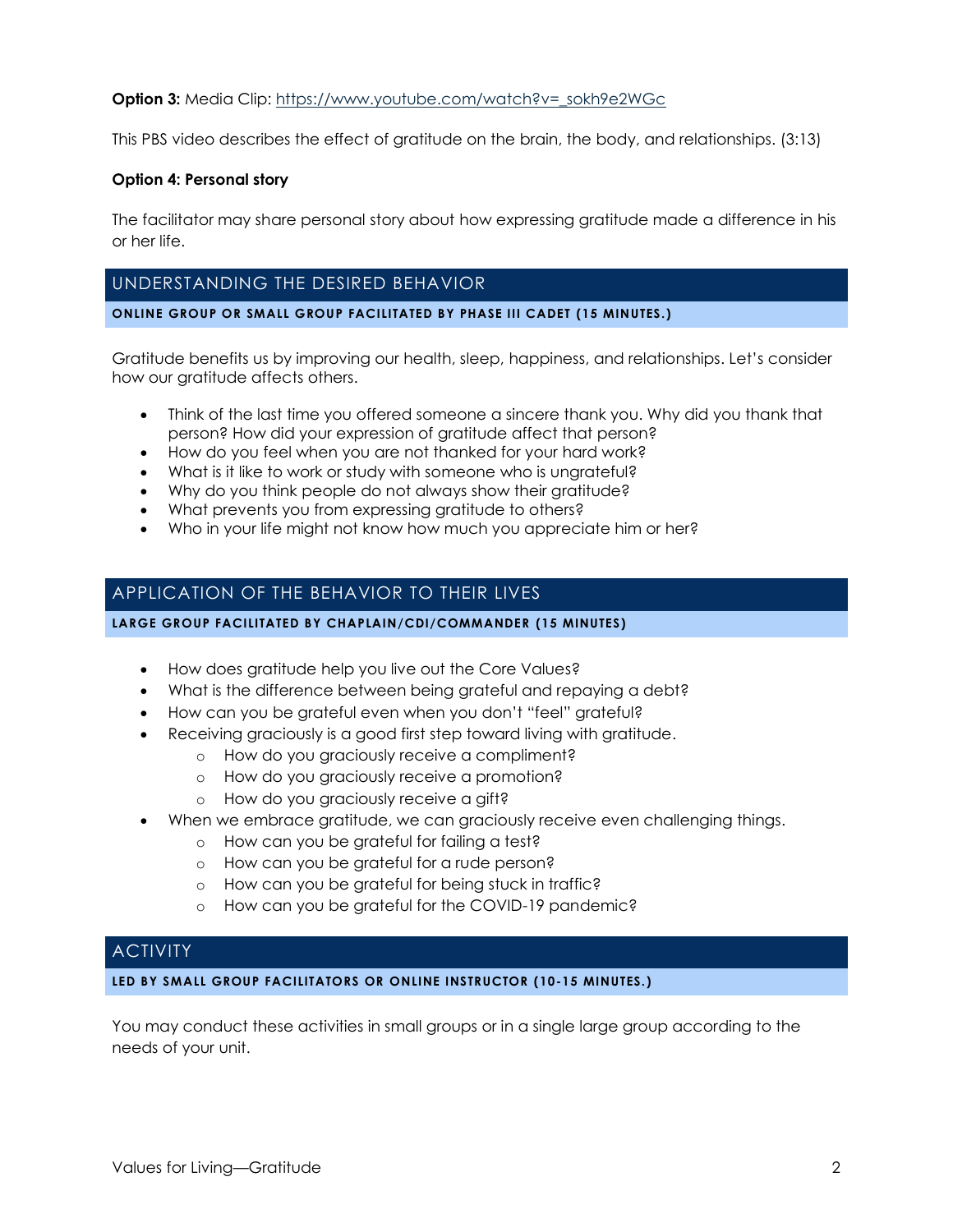**Option 3:** Media Clip: https://www.youtube.com/watch?v=_sokh9e2WGc

This PBS video describes the effect of gratitude on the brain, the body, and relationships. (3:13)

**Option 4: Personal story**

The facilitator may share personal story about how expressing gratitude made a difference in his or her life.

## UNDERSTANDING THE DESIRED BEHAVIOR

**ONLINE GROUP OR SMALL GROUP FACILITATED BY PHASE III CADET (15 MINUTES.)**

Gratitude benefits us by improving our health, sleep, happiness, and relationships. Let's consider how our gratitude affects others.

- Think of the last time you offered someone a sincere thank you. Why did you thank that person? How did your expression of gratitude affect that person?
- How do you feel when you are not thanked for your hard work?
- What is it like to work or study with someone who is ungrateful?
- Why do you think people do not always show their gratitude?
- What prevents you from expressing gratitude to others?
- Who in your life might not know how much you appreciate him or her?

## APPLICATION OF THE BEHAVIOR TO THEIR LIVES

**LARGE GROUP FACILITATED BY CHAPLAIN/CDI/COMMANDER (15 MINUTES)**

- How does gratitude help you live out the Core Values?
- What is the difference between being grateful and repaying a debt?
- How can you be grateful even when you don't "feel" grateful?
- Receiving graciously is a good first step toward living with gratitude.
    - How do you graciously receive a compliment?
    - How do you graciously receive a promotion?
    - How do you graciously receive a gift?
- When we embrace gratitude, we can graciously receive even challenging things.
    - How can you be grateful for failing a test?
    - How can you be grateful for a rude person?
    - How can you be grateful for being stuck in traffic?
    - How can you be grateful for the COVID-19 pandemic?

## ACTIVITY

**LED BY SMALL GROUP FACILITATORS OR ONLINE INSTRUCTOR (10-15 MINUTES.)**

You may conduct these activities in small groups or in a single large group according to the needs of your unit.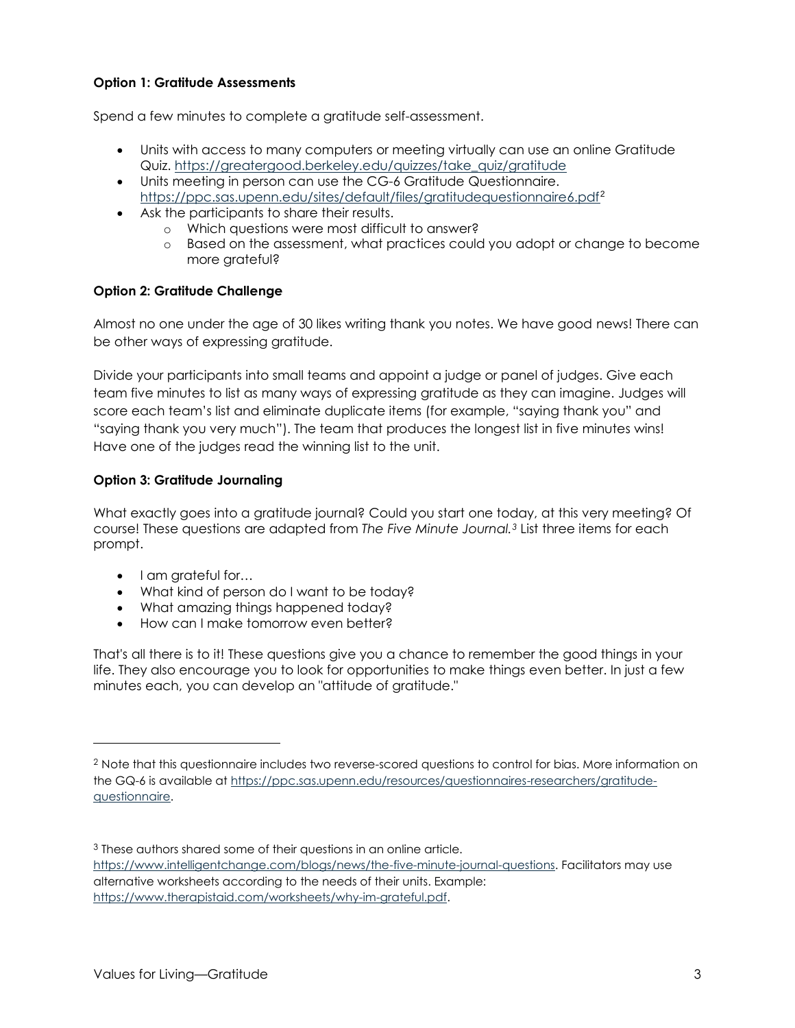**Option 1: Gratitude Assessments**

Spend a few minutes to complete a gratitude self-assessment.

- Units with access to many computers or meeting virtually can use an online Gratitude Quiz. https://greatergood.berkeley.edu/quizzes/take_quiz/gratitude
- Units meeting in person can use the CG-6 Gratitude Questionnaire. https://ppc.sas.upenn.edu/sites/default/files/gratitudequestionnaire6.pdf[2]
- Ask the participants to share their results.
    - Which questions were most difficult to answer?
    - Based on the assessment, what practices could you adopt or change to become more grateful?

**Option 2: Gratitude Challenge**

Almost no one under the age of 30 likes writing thank you notes. We have good news! There can be other ways of expressing gratitude.

Divide your participants into small teams and appoint a judge or panel of judges. Give each team five minutes to list as many ways of expressing gratitude as they can imagine. Judges will score each team's list and eliminate duplicate items (for example, "saying thank you" and "saying thank you very much"). The team that produces the longest list in five minutes wins! Have one of the judges read the winning list to the unit.

**Option 3: Gratitude Journaling**

What exactly goes into a gratitude journal? Could you start one today, at this very meeting? Of course! These questions are adapted from *The Five Minute Journal.*[3] List three items for each prompt.

- I am grateful for…
- What kind of person do I want to be today?
- What amazing things happened today?
- How can I make tomorrow even better?

That's all there is to it! These questions give you a chance to remember the good things in your life. They also encourage you to look for opportunities to make things even better. In just a few minutes each, you can develop an "attitude of gratitude."

---

[2] Note that this questionnaire includes two reverse-scored questions to control for bias. More information on the GQ-6 is available at https://ppc.sas.upenn.edu/resources/questionnaires-researchers/gratitude-questionnaire.

[3] These authors shared some of their questions in an online article. https://www.intelligentchange.com/blogs/news/the-five-minute-journal-questions. Facilitators may use alternative worksheets according to the needs of their units. Example: https://www.therapistaid.com/worksheets/why-im-grateful.pdf.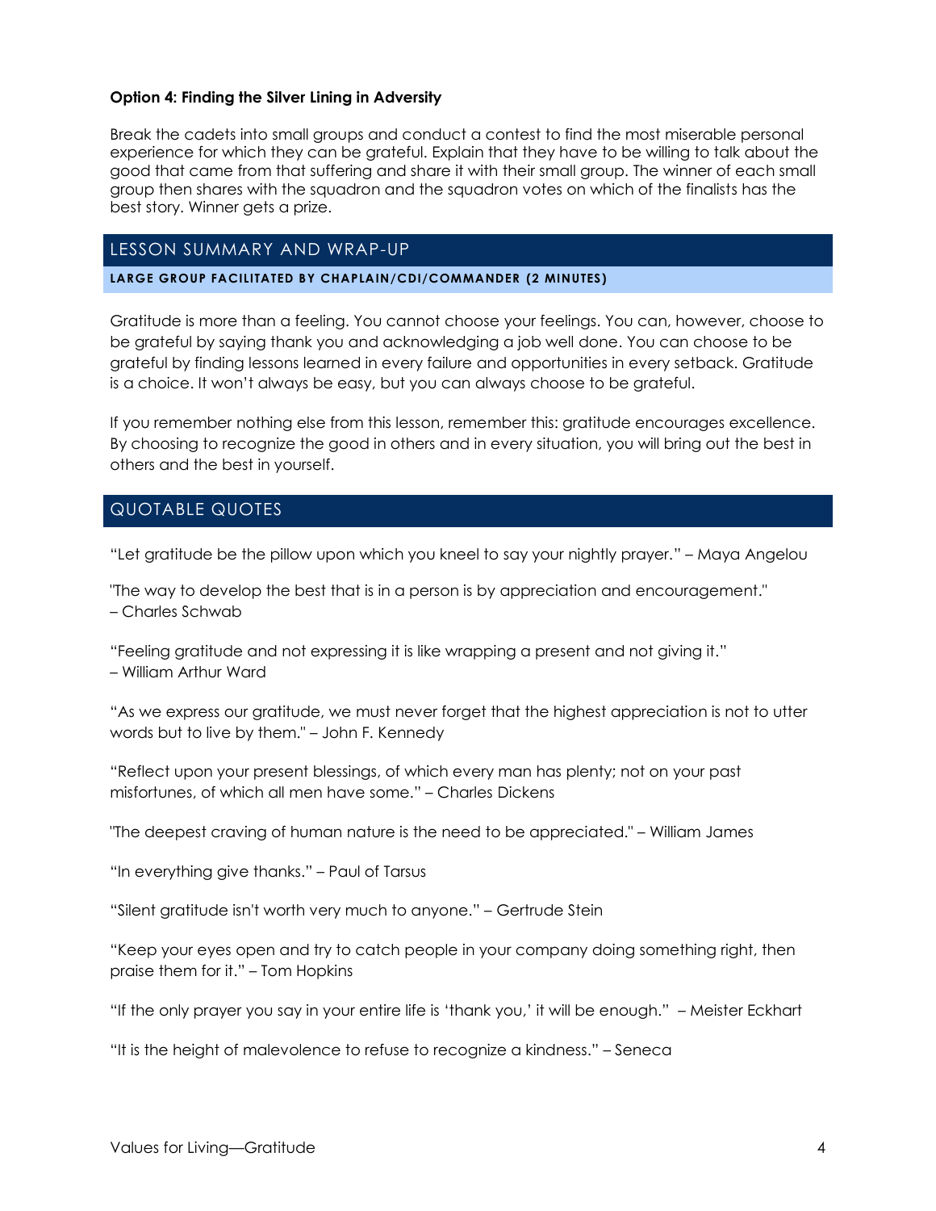**Option 4: Finding the Silver Lining in Adversity**

Break the cadets into small groups and conduct a contest to find the most miserable personal experience for which they can be grateful. Explain that they have to be willing to talk about the good that came from that suffering and share it with their small group. The winner of each small group then shares with the squadron and the squadron votes on which of the finalists has the best story. Winner gets a prize.

## LESSON SUMMARY AND WRAP-UP

#### LARGE GROUP FACILITATED BY CHAPLAIN/CDI/COMMANDER (2 MINUTES)

Gratitude is more than a feeling. You cannot choose your feelings. You can, however, choose to be grateful by saying thank you and acknowledging a job well done. You can choose to be grateful by finding lessons learned in every failure and opportunities in every setback. Gratitude is a choice. It won't always be easy, but you can always choose to be grateful.

If you remember nothing else from this lesson, remember this: gratitude encourages excellence. By choosing to recognize the good in others and in every situation, you will bring out the best in others and the best in yourself.

## QUOTABLE QUOTES

"Let gratitude be the pillow upon which you kneel to say your nightly prayer." – Maya Angelou

"The way to develop the best that is in a person is by appreciation and encouragement." – Charles Schwab

"Feeling gratitude and not expressing it is like wrapping a present and not giving it." – William Arthur Ward

"As we express our gratitude, we must never forget that the highest appreciation is not to utter words but to live by them." – John F. Kennedy

"Reflect upon your present blessings, of which every man has plenty; not on your past misfortunes, of which all men have some." – Charles Dickens

"The deepest craving of human nature is the need to be appreciated." – William James

"In everything give thanks." – Paul of Tarsus

"Silent gratitude isn't worth very much to anyone." – Gertrude Stein

"Keep your eyes open and try to catch people in your company doing something right, then praise them for it." – Tom Hopkins

"If the only prayer you say in your entire life is 'thank you,' it will be enough." – Meister Eckhart

"It is the height of malevolence to refuse to recognize a kindness." – Seneca